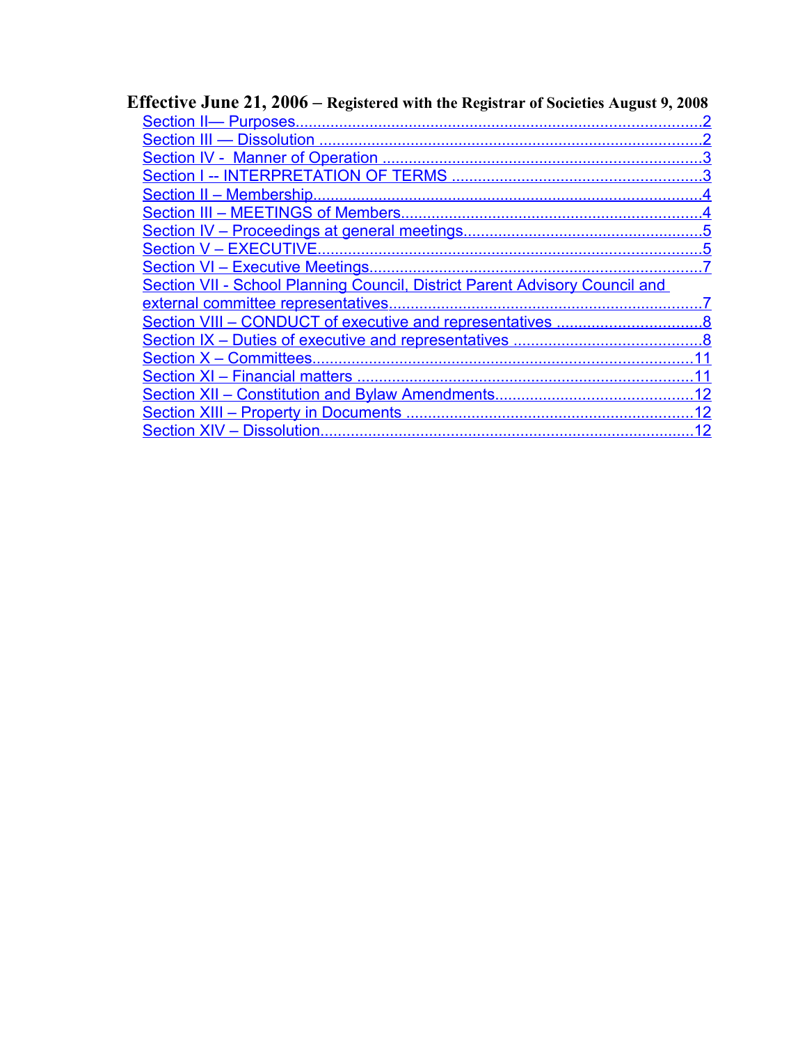**Effective June 21, 2006 – Registered with the Registrar of Societies August 9, 2008**

- Section II— Purposes.....2
- Section III — Dissolution.....2
- Section IV - Manner of Operation.....3
- Section I -- INTERPRETATION OF TERMS.....3
- Section II – Membership.....4
- Section III – MEETINGS of Members.....4
- Section IV – Proceedings at general meetings.....5
- Section V – EXECUTIVE.....5
- Section VI – Executive Meetings.....7
- Section VII - School Planning Council, District Parent Advisory Council and external committee representatives.....7
- Section VIII – CONDUCT of executive and representatives.....8
- Section IX – Duties of executive and representatives.....8
- Section X – Committees.....11
- Section XI – Financial matters.....11
- Section XII – Constitution and Bylaw Amendments.....12
- Section XIII – Property in Documents.....12
- Section XIV – Dissolution.....12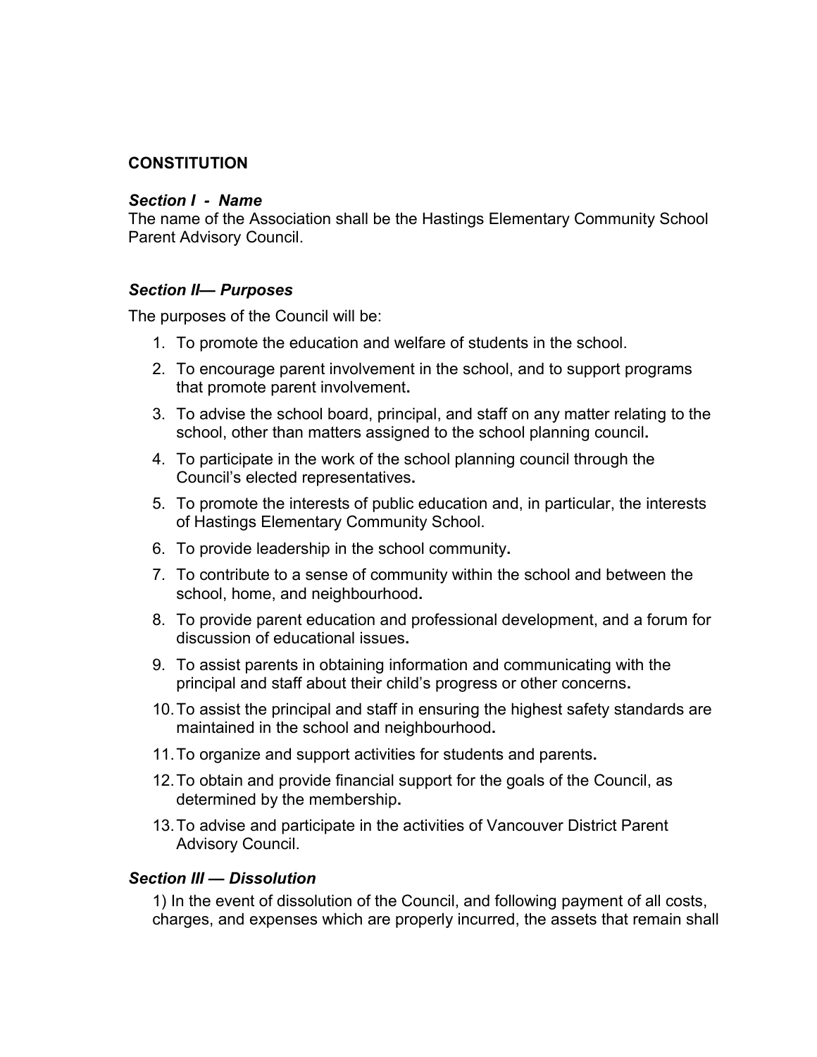## CONSTITUTION

### *Section I - Name*

The name of the Association shall be the Hastings Elementary Community School Parent Advisory Council.

### *Section II— Purposes*

The purposes of the Council will be:

1. To promote the education and welfare of students in the school.
2. To encourage parent involvement in the school, and to support programs that promote parent involvement.
3. To advise the school board, principal, and staff on any matter relating to the school, other than matters assigned to the school planning council.
4. To participate in the work of the school planning council through the Council's elected representatives.
5. To promote the interests of public education and, in particular, the interests of Hastings Elementary Community School.
6. To provide leadership in the school community.
7. To contribute to a sense of community within the school and between the school, home, and neighbourhood.
8. To provide parent education and professional development, and a forum for discussion of educational issues.
9. To assist parents in obtaining information and communicating with the principal and staff about their child's progress or other concerns.
10. To assist the principal and staff in ensuring the highest safety standards are maintained in the school and neighbourhood.
11. To organize and support activities for students and parents.
12. To obtain and provide financial support for the goals of the Council, as determined by the membership.
13. To advise and participate in the activities of Vancouver District Parent Advisory Council.

### *Section III — Dissolution*

1) In the event of dissolution of the Council, and following payment of all costs, charges, and expenses which are properly incurred, the assets that remain shall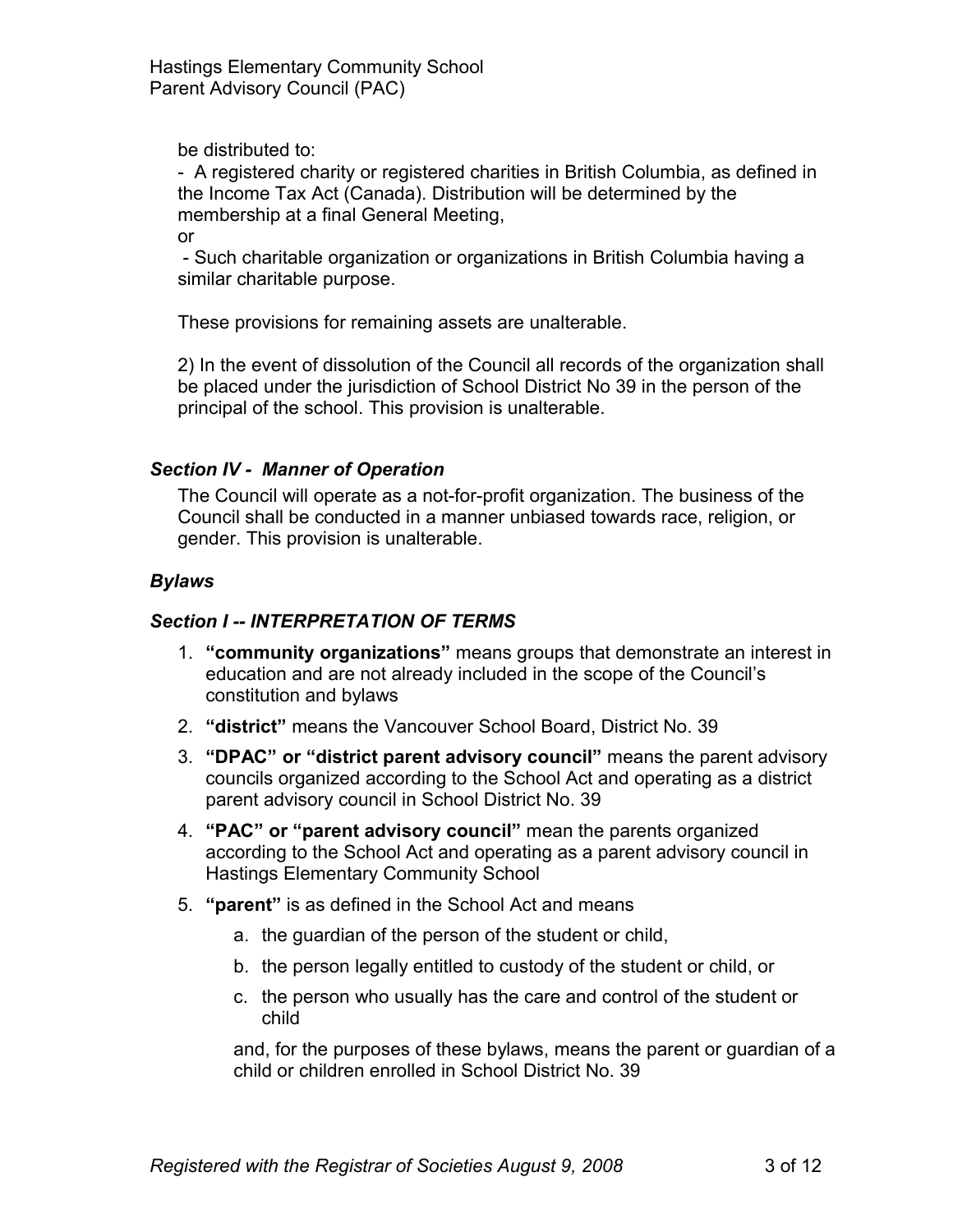be distributed to:

- A registered charity or registered charities in British Columbia, as defined in the Income Tax Act (Canada). Distribution will be determined by the membership at a final General Meeting,

or

- Such charitable organization or organizations in British Columbia having a similar charitable purpose.

These provisions for remaining assets are unalterable.

2) In the event of dissolution of the Council all records of the organization shall be placed under the jurisdiction of School District No 39 in the person of the principal of the school. This provision is unalterable.

### *Section IV - Manner of Operation*

The Council will operate as a not-for-profit organization. The business of the Council shall be conducted in a manner unbiased towards race, religion, or gender. This provision is unalterable.

## *Bylaws*

### *Section I -- INTERPRETATION OF TERMS*

1. **"community organizations"** means groups that demonstrate an interest in education and are not already included in the scope of the Council's constitution and bylaws
2. **"district"** means the Vancouver School Board, District No. 39
3. **"DPAC" or "district parent advisory council"** means the parent advisory councils organized according to the School Act and operating as a district parent advisory council in School District No. 39
4. **"PAC" or "parent advisory council"** mean the parents organized according to the School Act and operating as a parent advisory council in Hastings Elementary Community School
5. **"parent"** is as defined in the School Act and means
   a. the guardian of the person of the student or child,
   b. the person legally entitled to custody of the student or child, or
   c. the person who usually has the care and control of the student or child

   and, for the purposes of these bylaws, means the parent or guardian of a child or children enrolled in School District No. 39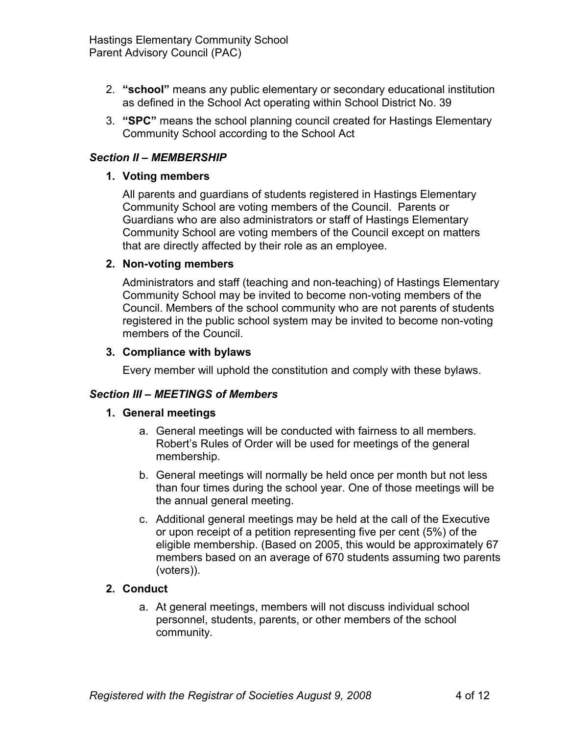2. **"school"** means any public elementary or secondary educational institution as defined in the School Act operating within School District No. 39
3. **"SPC"** means the school planning council created for Hastings Elementary Community School according to the School Act

### *Section II – MEMBERSHIP*

1. **Voting members**

   All parents and guardians of students registered in Hastings Elementary Community School are voting members of the Council. Parents or Guardians who are also administrators or staff of Hastings Elementary Community School are voting members of the Council except on matters that are directly affected by their role as an employee.

2. **Non-voting members**

   Administrators and staff (teaching and non-teaching) of Hastings Elementary Community School may be invited to become non-voting members of the Council. Members of the school community who are not parents of students registered in the public school system may be invited to become non-voting members of the Council.

3. **Compliance with bylaws**

   Every member will uphold the constitution and comply with these bylaws.

### *Section III – MEETINGS of Members*

1. **General meetings**
   a. General meetings will be conducted with fairness to all members. Robert's Rules of Order will be used for meetings of the general membership.
   b. General meetings will normally be held once per month but not less than four times during the school year. One of those meetings will be the annual general meeting.
   c. Additional general meetings may be held at the call of the Executive or upon receipt of a petition representing five per cent (5%) of the eligible membership. (Based on 2005, this would be approximately 67 members based on an average of 670 students assuming two parents (voters)).

2. **Conduct**
   a. At general meetings, members will not discuss individual school personnel, students, parents, or other members of the school community.

*Registered with the Registrar of Societies August 9, 2008*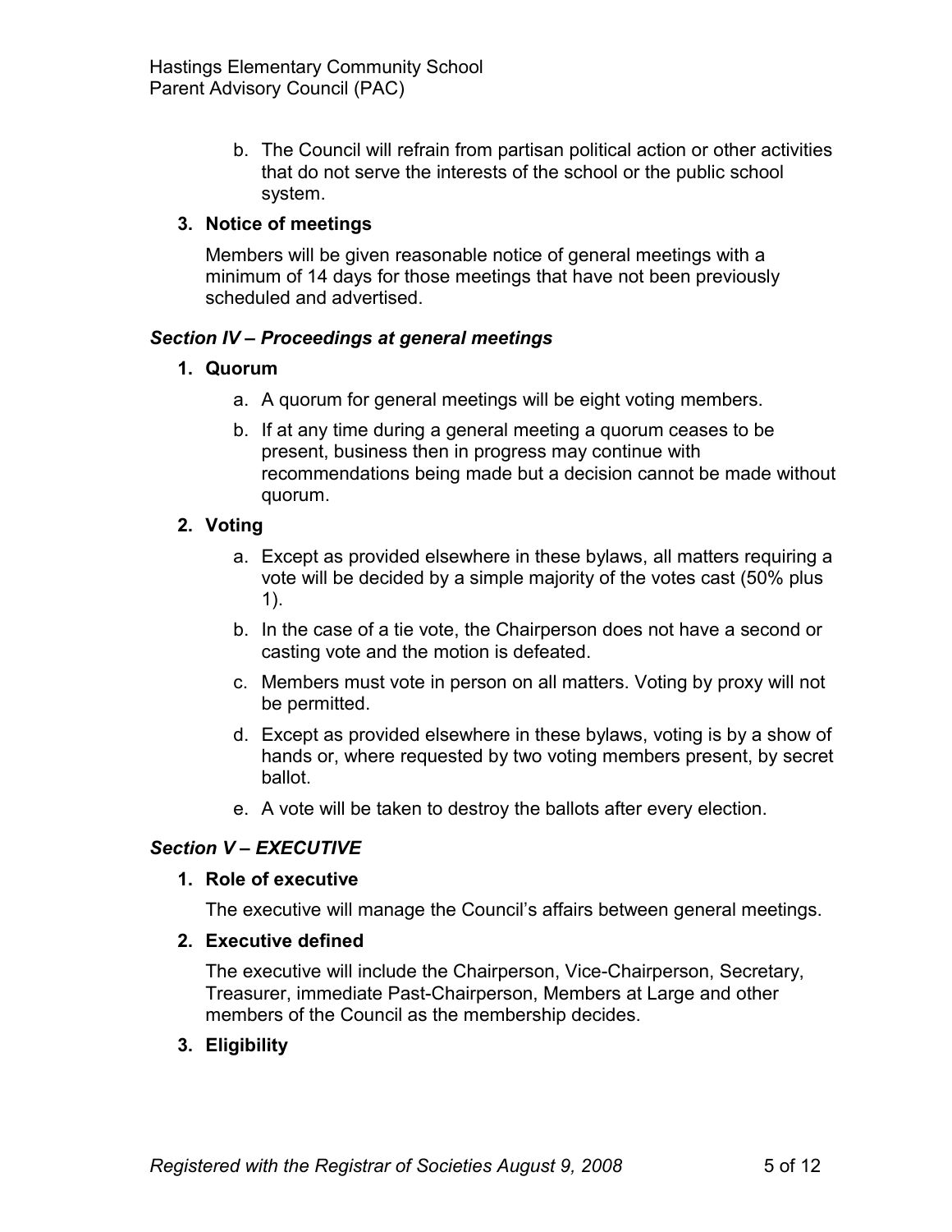b. The Council will refrain from partisan political action or other activities that do not serve the interests of the school or the public school system.

3. **Notice of meetings**

   Members will be given reasonable notice of general meetings with a minimum of 14 days for those meetings that have not been previously scheduled and advertised.

### *Section IV – Proceedings at general meetings*

1. **Quorum**

   a. A quorum for general meetings will be eight voting members.

   b. If at any time during a general meeting a quorum ceases to be present, business then in progress may continue with recommendations being made but a decision cannot be made without quorum.

2. **Voting**

   a. Except as provided elsewhere in these bylaws, all matters requiring a vote will be decided by a simple majority of the votes cast (50% plus 1).

   b. In the case of a tie vote, the Chairperson does not have a second or casting vote and the motion is defeated.

   c. Members must vote in person on all matters. Voting by proxy will not be permitted.

   d. Except as provided elsewhere in these bylaws, voting is by a show of hands or, where requested by two voting members present, by secret ballot.

   e. A vote will be taken to destroy the ballots after every election.

### *Section V – EXECUTIVE*

1. **Role of executive**

   The executive will manage the Council's affairs between general meetings.

2. **Executive defined**

   The executive will include the Chairperson, Vice-Chairperson, Secretary, Treasurer, immediate Past-Chairperson, Members at Large and other members of the Council as the membership decides.

3. **Eligibility**

*Registered with the Registrar of Societies August 9, 2008*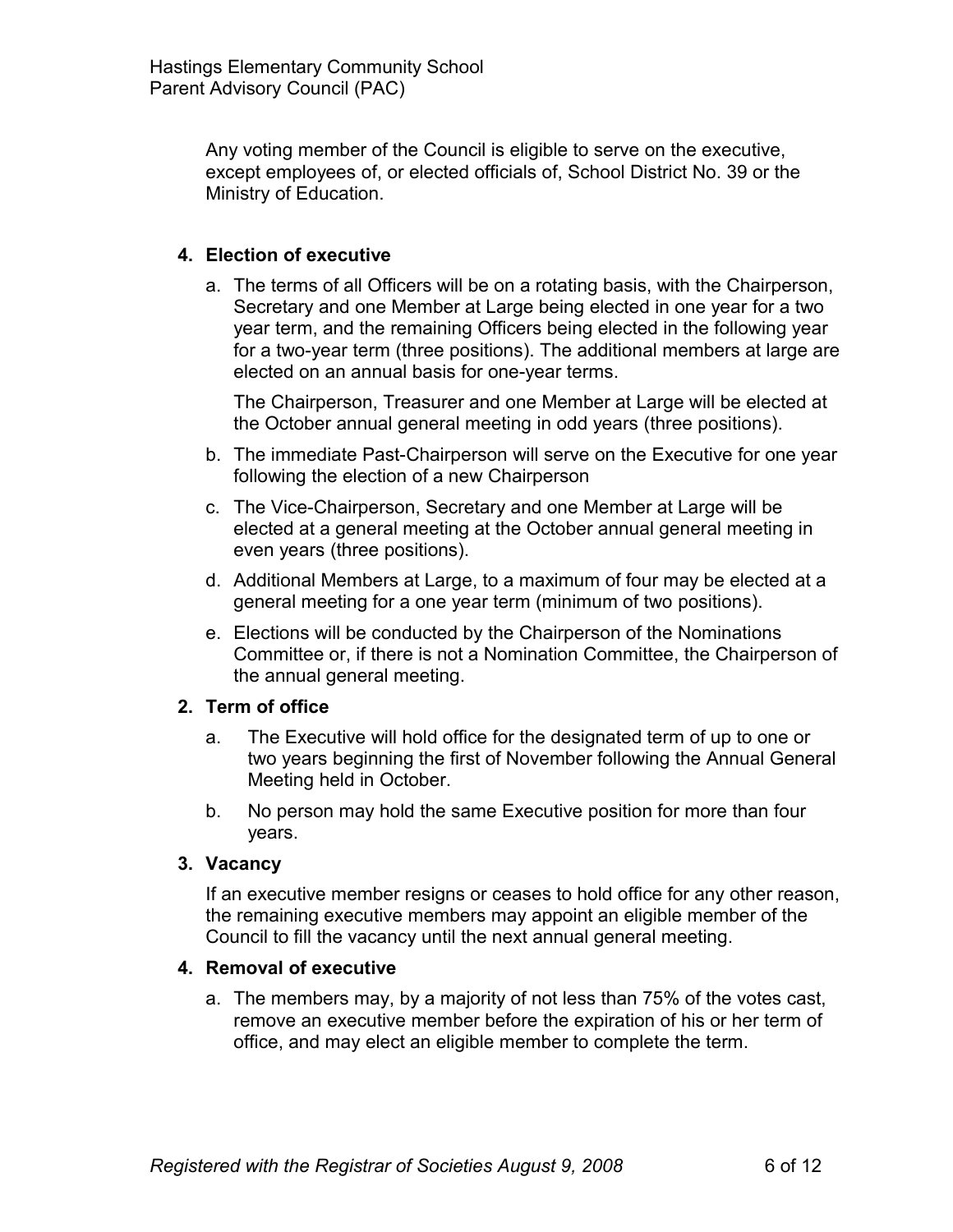Any voting member of the Council is eligible to serve on the executive, except employees of, or elected officials of, School District No. 39 or the Ministry of Education.

**4. Election of executive**

a. The terms of all Officers will be on a rotating basis, with the Chairperson, Secretary and one Member at Large being elected in one year for a two year term, and the remaining Officers being elected in the following year for a two-year term (three positions). The additional members at large are elected on an annual basis for one-year terms.

   The Chairperson, Treasurer and one Member at Large will be elected at the October annual general meeting in odd years (three positions).

b. The immediate Past-Chairperson will serve on the Executive for one year following the election of a new Chairperson

c. The Vice-Chairperson, Secretary and one Member at Large will be elected at a general meeting at the October annual general meeting in even years (three positions).

d. Additional Members at Large, to a maximum of four may be elected at a general meeting for a one year term (minimum of two positions).

e. Elections will be conducted by the Chairperson of the Nominations Committee or, if there is not a Nomination Committee, the Chairperson of the annual general meeting.

**2. Term of office**

a. The Executive will hold office for the designated term of up to one or two years beginning the first of November following the Annual General Meeting held in October.

b. No person may hold the same Executive position for more than four years.

**3. Vacancy**

If an executive member resigns or ceases to hold office for any other reason, the remaining executive members may appoint an eligible member of the Council to fill the vacancy until the next annual general meeting.

**4. Removal of executive**

a. The members may, by a majority of not less than 75% of the votes cast, remove an executive member before the expiration of his or her term of office, and may elect an eligible member to complete the term.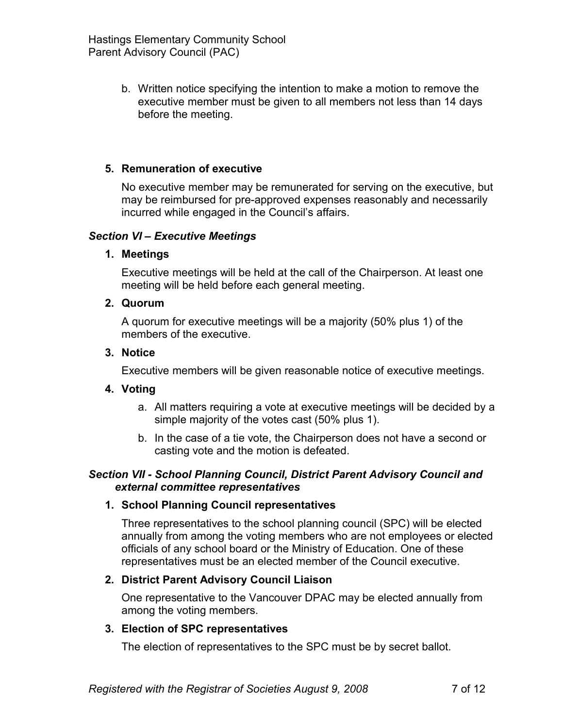b. Written notice specifying the intention to make a motion to remove the executive member must be given to all members not less than 14 days before the meeting.

**5. Remuneration of executive**

No executive member may be remunerated for serving on the executive, but may be reimbursed for pre-approved expenses reasonably and necessarily incurred while engaged in the Council's affairs.

### *Section VI – Executive Meetings*

**1. Meetings**

Executive meetings will be held at the call of the Chairperson. At least one meeting will be held before each general meeting.

**2. Quorum**

A quorum for executive meetings will be a majority (50% plus 1) of the members of the executive.

**3. Notice**

Executive members will be given reasonable notice of executive meetings.

**4. Voting**

a. All matters requiring a vote at executive meetings will be decided by a simple majority of the votes cast (50% plus 1).

b. In the case of a tie vote, the Chairperson does not have a second or casting vote and the motion is defeated.

### *Section VII - School Planning Council, District Parent Advisory Council and external committee representatives*

**1. School Planning Council representatives**

Three representatives to the school planning council (SPC) will be elected annually from among the voting members who are not employees or elected officials of any school board or the Ministry of Education. One of these representatives must be an elected member of the Council executive.

**2. District Parent Advisory Council Liaison**

One representative to the Vancouver DPAC may be elected annually from among the voting members.

**3. Election of SPC representatives**

The election of representatives to the SPC must be by secret ballot.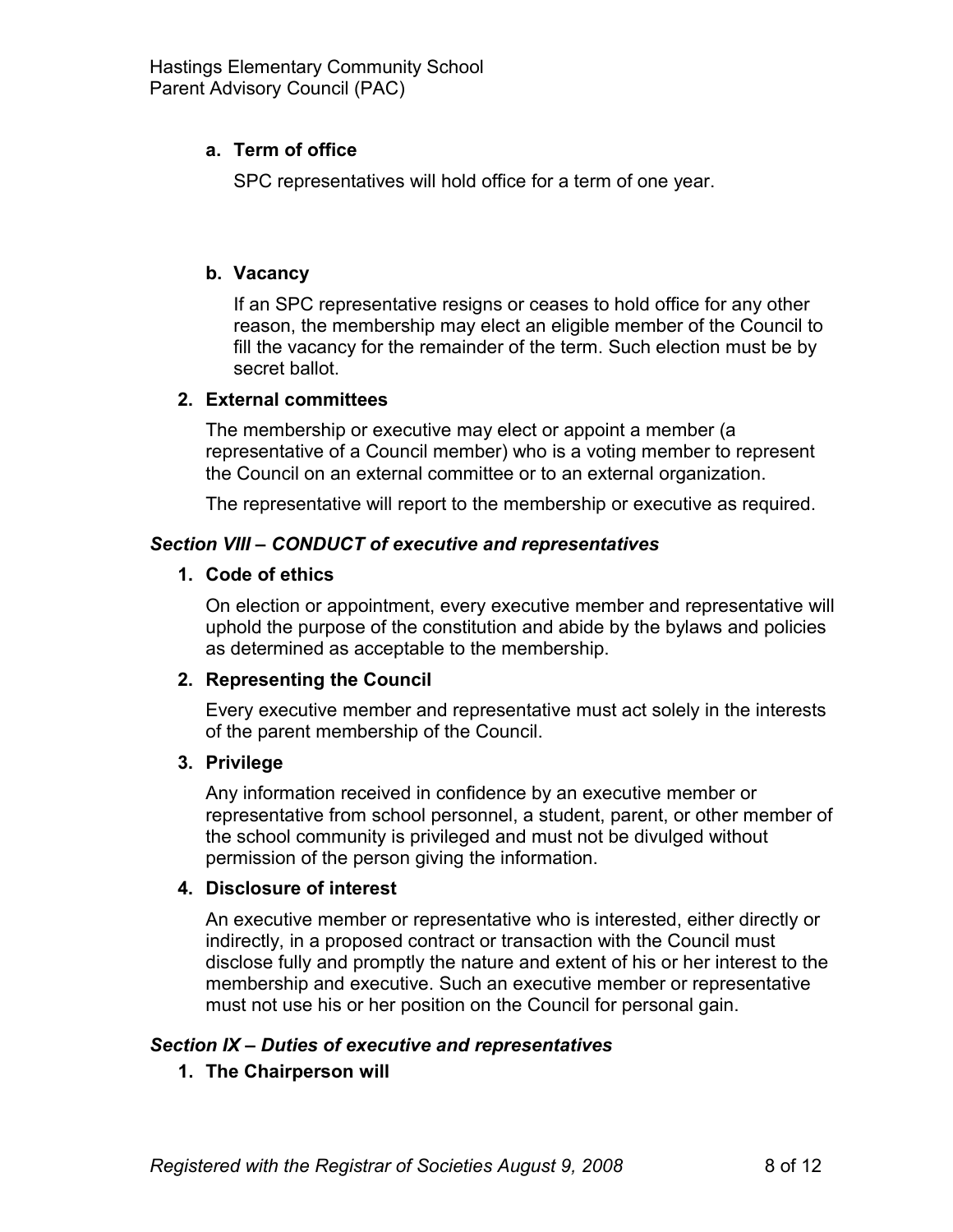**a. Term of office**

SPC representatives will hold office for a term of one year.

**b. Vacancy**

If an SPC representative resigns or ceases to hold office for any other reason, the membership may elect an eligible member of the Council to fill the vacancy for the remainder of the term. Such election must be by secret ballot.

**2. External committees**

The membership or executive may elect or appoint a member (a representative of a Council member) who is a voting member to represent the Council on an external committee or to an external organization.

The representative will report to the membership or executive as required.

### *Section VIII – CONDUCT of executive and representatives*

**1. Code of ethics**

On election or appointment, every executive member and representative will uphold the purpose of the constitution and abide by the bylaws and policies as determined as acceptable to the membership.

**2. Representing the Council**

Every executive member and representative must act solely in the interests of the parent membership of the Council.

**3. Privilege**

Any information received in confidence by an executive member or representative from school personnel, a student, parent, or other member of the school community is privileged and must not be divulged without permission of the person giving the information.

**4. Disclosure of interest**

An executive member or representative who is interested, either directly or indirectly, in a proposed contract or transaction with the Council must disclose fully and promptly the nature and extent of his or her interest to the membership and executive. Such an executive member or representative must not use his or her position on the Council for personal gain.

### *Section IX – Duties of executive and representatives*

**1. The Chairperson will**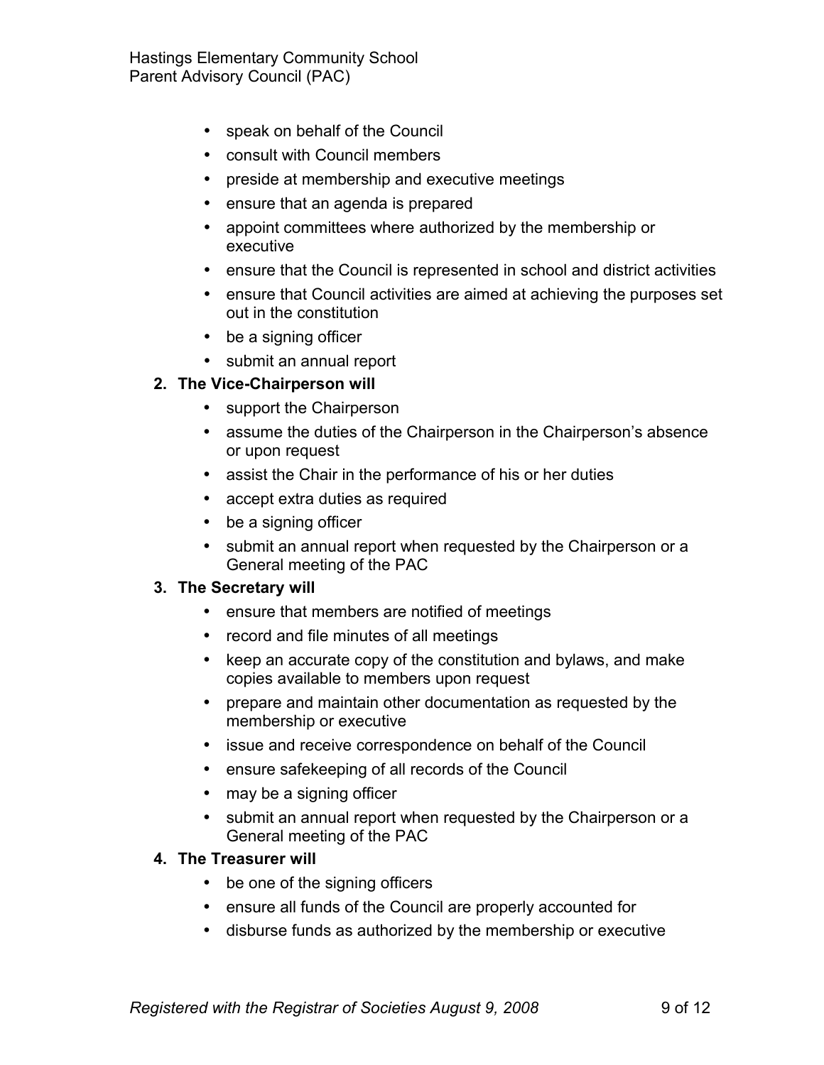- speak on behalf of the Council
- consult with Council members
- preside at membership and executive meetings
- ensure that an agenda is prepared
- appoint committees where authorized by the membership or executive
- ensure that the Council is represented in school and district activities
- ensure that Council activities are aimed at achieving the purposes set out in the constitution
- be a signing officer
- submit an annual report

2. **The Vice-Chairperson will**
   - support the Chairperson
   - assume the duties of the Chairperson in the Chairperson's absence or upon request
   - assist the Chair in the performance of his or her duties
   - accept extra duties as required
   - be a signing officer
   - submit an annual report when requested by the Chairperson or a General meeting of the PAC

3. **The Secretary will**
   - ensure that members are notified of meetings
   - record and file minutes of all meetings
   - keep an accurate copy of the constitution and bylaws, and make copies available to members upon request
   - prepare and maintain other documentation as requested by the membership or executive
   - issue and receive correspondence on behalf of the Council
   - ensure safekeeping of all records of the Council
   - may be a signing officer
   - submit an annual report when requested by the Chairperson or a General meeting of the PAC

4. **The Treasurer will**
   - be one of the signing officers
   - ensure all funds of the Council are properly accounted for
   - disburse funds as authorized by the membership or executive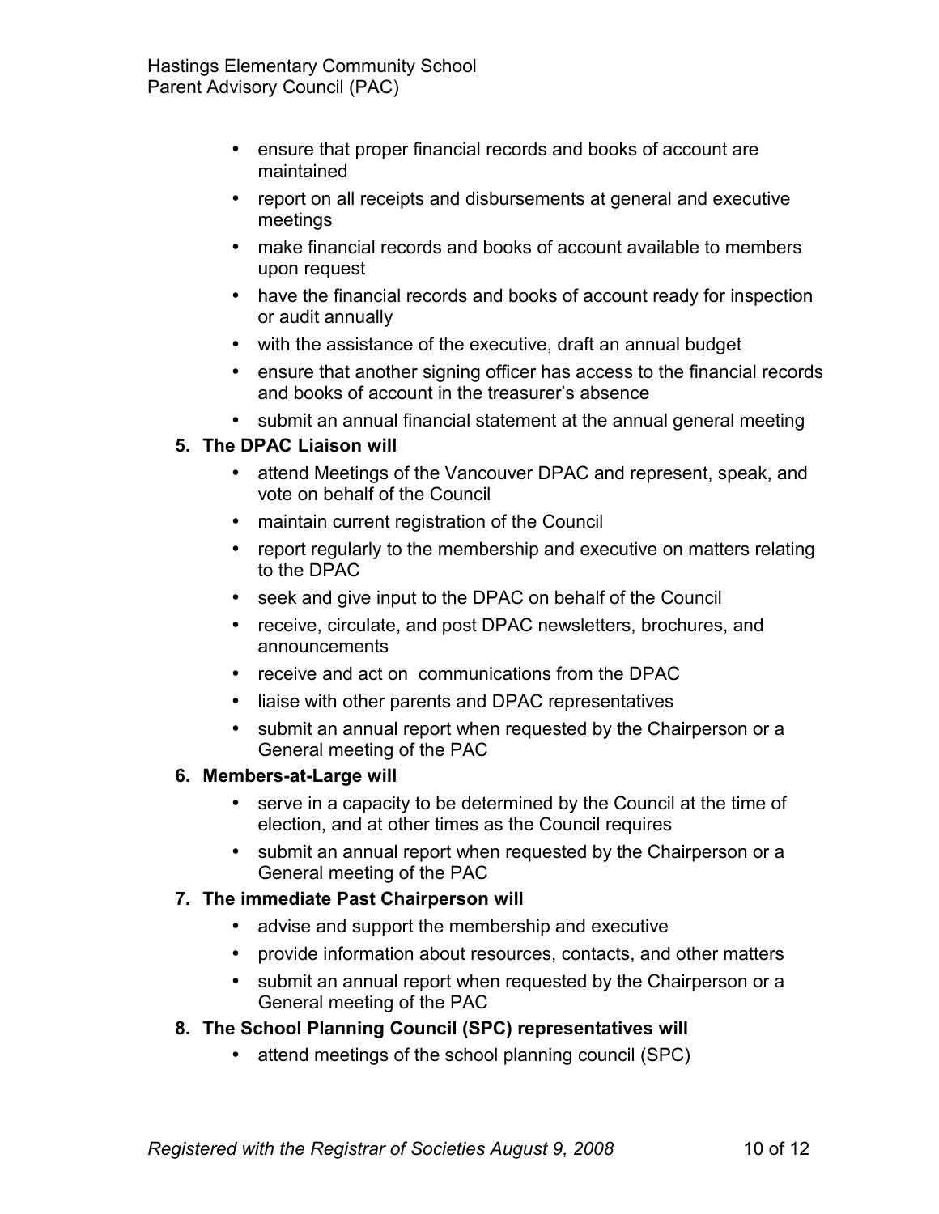- ensure that proper financial records and books of account are maintained
- report on all receipts and disbursements at general and executive meetings
- make financial records and books of account available to members upon request
- have the financial records and books of account ready for inspection or audit annually
- with the assistance of the executive, draft an annual budget
- ensure that another signing officer has access to the financial records and books of account in the treasurer's absence
- submit an annual financial statement at the annual general meeting

5. **The DPAC Liaison will**
   - attend Meetings of the Vancouver DPAC and represent, speak, and vote on behalf of the Council
   - maintain current registration of the Council
   - report regularly to the membership and executive on matters relating to the DPAC
   - seek and give input to the DPAC on behalf of the Council
   - receive, circulate, and post DPAC newsletters, brochures, and announcements
   - receive and act on communications from the DPAC
   - liaise with other parents and DPAC representatives
   - submit an annual report when requested by the Chairperson or a General meeting of the PAC
6. **Members-at-Large will**
   - serve in a capacity to be determined by the Council at the time of election, and at other times as the Council requires
   - submit an annual report when requested by the Chairperson or a General meeting of the PAC
7. **The immediate Past Chairperson will**
   - advise and support the membership and executive
   - provide information about resources, contacts, and other matters
   - submit an annual report when requested by the Chairperson or a General meeting of the PAC
8. **The School Planning Council (SPC) representatives will**
   - attend meetings of the school planning council (SPC)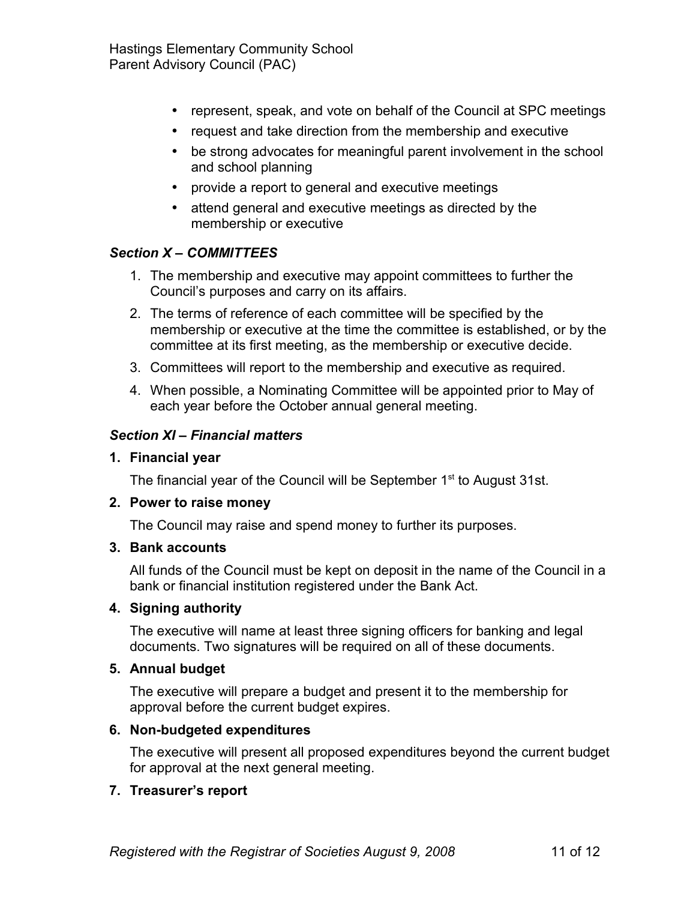- represent, speak, and vote on behalf of the Council at SPC meetings
- request and take direction from the membership and executive
- be strong advocates for meaningful parent involvement in the school and school planning
- provide a report to general and executive meetings
- attend general and executive meetings as directed by the membership or executive

### *Section X – COMMITTEES*

1. The membership and executive may appoint committees to further the Council's purposes and carry on its affairs.
2. The terms of reference of each committee will be specified by the membership or executive at the time the committee is established, or by the committee at its first meeting, as the membership or executive decide.
3. Committees will report to the membership and executive as required.
4. When possible, a Nominating Committee will be appointed prior to May of each year before the October annual general meeting.

### *Section XI – Financial matters*

**1. Financial year**

The financial year of the Council will be September 1st to August 31st.

**2. Power to raise money**

The Council may raise and spend money to further its purposes.

**3. Bank accounts**

All funds of the Council must be kept on deposit in the name of the Council in a bank or financial institution registered under the Bank Act.

**4. Signing authority**

The executive will name at least three signing officers for banking and legal documents. Two signatures will be required on all of these documents.

**5. Annual budget**

The executive will prepare a budget and present it to the membership for approval before the current budget expires.

**6. Non-budgeted expenditures**

The executive will present all proposed expenditures beyond the current budget for approval at the next general meeting.

**7. Treasurer's report**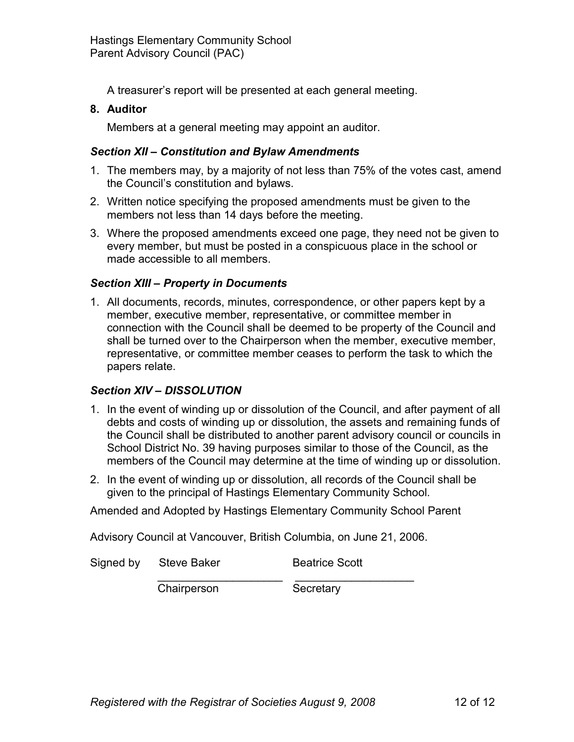A treasurer's report will be presented at each general meeting.

**8. Auditor**

Members at a general meeting may appoint an auditor.

### *Section XII – Constitution and Bylaw Amendments*

1. The members may, by a majority of not less than 75% of the votes cast, amend the Council's constitution and bylaws.
2. Written notice specifying the proposed amendments must be given to the members not less than 14 days before the meeting.
3. Where the proposed amendments exceed one page, they need not be given to every member, but must be posted in a conspicuous place in the school or made accessible to all members.

### *Section XIII – Property in Documents*

1. All documents, records, minutes, correspondence, or other papers kept by a member, executive member, representative, or committee member in connection with the Council shall be deemed to be property of the Council and shall be turned over to the Chairperson when the member, executive member, representative, or committee member ceases to perform the task to which the papers relate.

### *Section XIV – DISSOLUTION*

1. In the event of winding up or dissolution of the Council, and after payment of all debts and costs of winding up or dissolution, the assets and remaining funds of the Council shall be distributed to another parent advisory council or councils in School District No. 39 having purposes similar to those of the Council, as the members of the Council may determine at the time of winding up or dissolution.
2. In the event of winding up or dissolution, all records of the Council shall be given to the principal of Hastings Elementary Community School.

Amended and Adopted by Hastings Elementary Community School Parent

Advisory Council at Vancouver, British Columbia, on June 21, 2006.

Signed by Steve Baker Beatrice Scott

Chairperson Secretary

*Registered with the Registrar of Societies August 9, 2008*